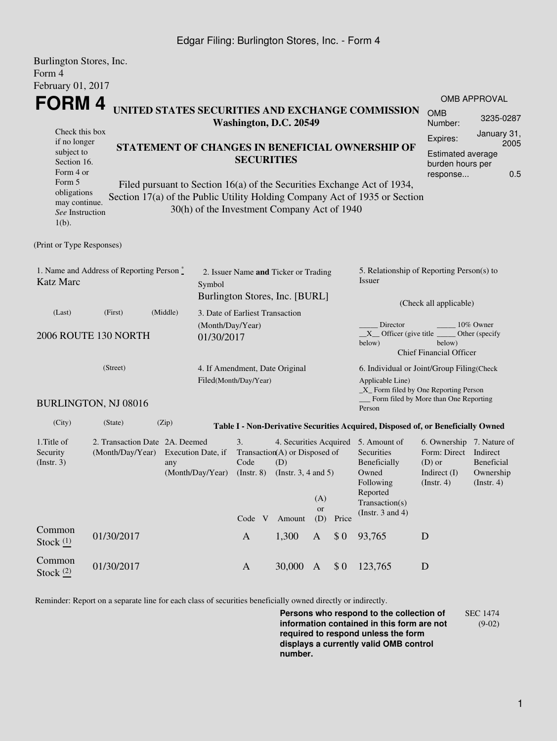Edgar Filing: Burlington Stores, Inc. - Form 4

Burlington Stores, Inc.
Form 4
February 01, 2017

# FORM 4

**UNITED STATES SECURITIES AND EXCHANGE COMMISSION**
**Washington, D.C. 20549**

**STATEMENT OF CHANGES IN BENEFICIAL OWNERSHIP OF SECURITIES**

Filed pursuant to Section 16(a) of the Securities Exchange Act of 1934, Section 17(a) of the Public Utility Holding Company Act of 1935 or Section 30(h) of the Investment Company Act of 1940

Check this box if no longer subject to Section 16. Form 4 or Form 5 obligations may continue. *See* Instruction 1(b).

| OMB APPROVAL | |
|---|---|
| OMB Number: | 3235-0287 |
| Expires: | January 31, 2005 |
| Estimated average burden hours per response... | 0.5 |

(Print or Type Responses)

1. Name and Address of Reporting Person *
Katz Marc

(Last) (First) (Middle)

2006 ROUTE 130 NORTH

(Street)

BURLINGTON, NJ 08016

(City) (State) (Zip)

2. Issuer Name **and** Ticker or Trading Symbol
Burlington Stores, Inc. [BURL]

3. Date of Earliest Transaction (Month/Day/Year)
01/30/2017

4. If Amendment, Date Original Filed(Month/Day/Year)

5. Relationship of Reporting Person(s) to Issuer

(Check all applicable)

_____ Director _____ 10% Owner
\_\_X\_\_ Officer (give title below) _____ Other (specify below)
Chief Financial Officer

6. Individual or Joint/Group Filing(Check Applicable Line)
\_X\_ Form filed by One Reporting Person
___ Form filed by More than One Reporting Person

**Table I - Non-Derivative Securities Acquired, Disposed of, or Beneficially Owned**

| 1.Title of Security (Instr. 3) | 2. Transaction Date (Month/Day/Year) | 2A. Deemed Execution Date, if any (Month/Day/Year) | 3. Transaction Code (Instr. 8) | | 4. Securities Acquired (A) or Disposed of (D) (Instr. 3, 4 and 5) | | | 5. Amount of Securities Beneficially Owned Following Reported Transaction(s) (Instr. 3 and 4) | 6. Ownership Form: Direct (D) or Indirect (I) (Instr. 4) | 7. Nature of Indirect Beneficial Ownership (Instr. 4) |
|---|---|---|---|---|---|---|---|---|---|---|
| | | | Code | V | Amount | (A) or (D) | Price | | | |
| Common Stock (1) | 01/30/2017 | | A | | 1,300 | A | $ 0 | 93,765 | D | |
| Common Stock (2) | 01/30/2017 | | A | | 30,000 | A | $ 0 | 123,765 | D | |

Reminder: Report on a separate line for each class of securities beneficially owned directly or indirectly.

**Persons who respond to the collection of information contained in this form are not required to respond unless the form displays a currently valid OMB control number.**

SEC 1474 (9-02)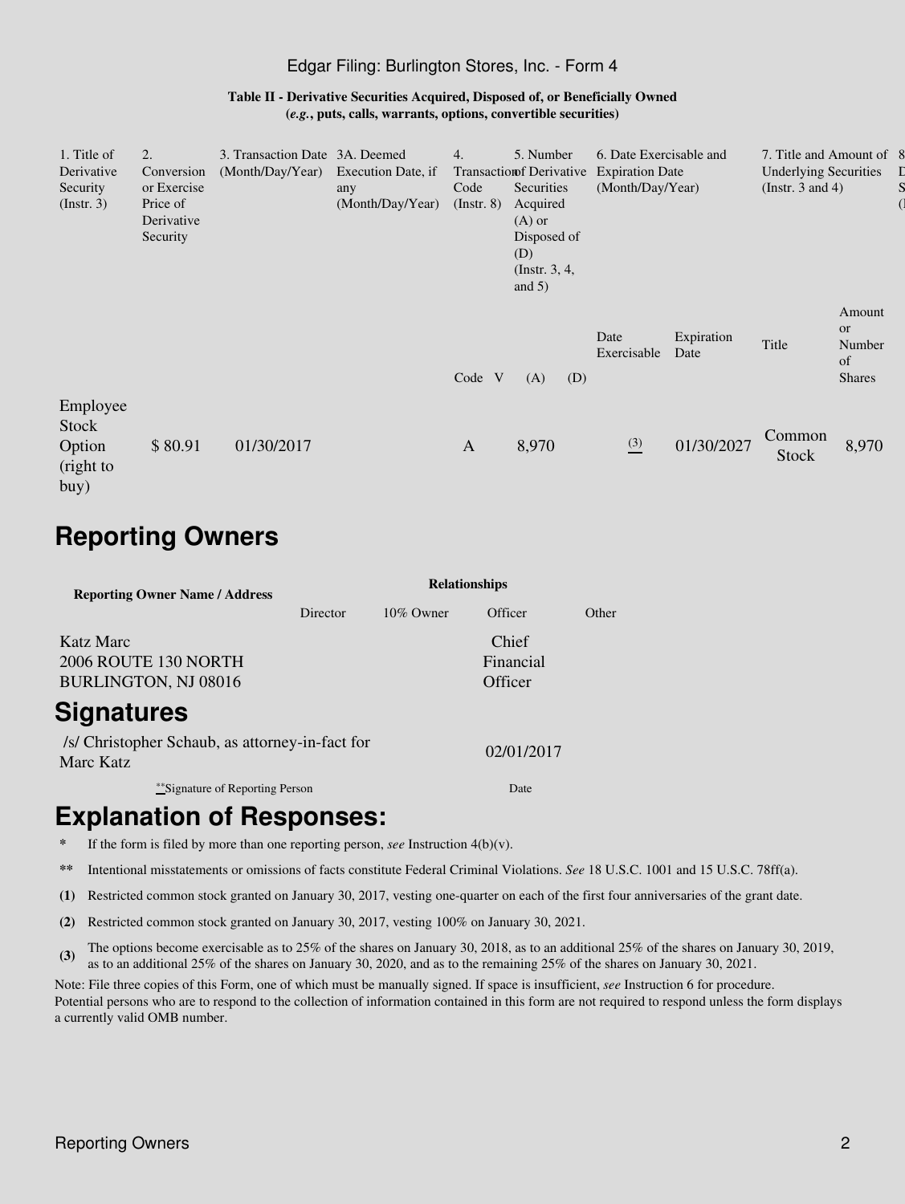Edgar Filing: Burlington Stores, Inc. - Form 4

**Table II - Derivative Securities Acquired, Disposed of, or Beneficially Owned**
**(*e.g.*, puts, calls, warrants, options, convertible securities)**

| 1. Title of Derivative Security (Instr. 3) | 2. Conversion or Exercise Price of Derivative Security | 3. Transaction Date (Month/Day/Year) | 3A. Deemed Execution Date, if any (Month/Day/Year) | 4. Transaction Code (Instr. 8) | | 5. Number of Derivative Securities Acquired (A) or Disposed of (D) (Instr. 3, 4, and 5) | | 6. Date Exercisable and Expiration Date (Month/Day/Year) | | 7. Title and Amount of Underlying Securities (Instr. 3 and 4) | | 8 |
|---|---|---|---|---|---|---|---|---|---|---|---|---|
| | | | | Code | V | (A) | (D) | Date Exercisable | Expiration Date | Title | Amount or Number of Shares | |
| Employee Stock Option (right to buy) | $ 80.91 | 01/30/2017 | | A | | 8,970 | | (3) | 01/30/2027 | Common Stock | 8,970 | |

## Reporting Owners

| Reporting Owner Name / Address | Relationships | | | |
|---|---|---|---|---|
| | Director | 10% Owner | Officer | Other |
| Katz Marc<br>2006 ROUTE 130 NORTH<br>BURLINGTON, NJ 08016 | | | Chief Financial Officer | |

## Signatures

| | |
|---|---|
| /s/ Christopher Schaub, as attorney-in-fact for Marc Katz | 02/01/2017 |
| **Signature of Reporting Person | Date |

## Explanation of Responses:

\* If the form is filed by more than one reporting person, *see* Instruction 4(b)(v).

** Intentional misstatements or omissions of facts constitute Federal Criminal Violations. *See* 18 U.S.C. 1001 and 15 U.S.C. 78ff(a).

**(1)** Restricted common stock granted on January 30, 2017, vesting one-quarter on each of the first four anniversaries of the grant date.

**(2)** Restricted common stock granted on January 30, 2017, vesting 100% on January 30, 2021.

**(3)** The options become exercisable as to 25% of the shares on January 30, 2018, as to an additional 25% of the shares on January 30, 2019, as to an additional 25% of the shares on January 30, 2020, and as to the remaining 25% of the shares on January 30, 2021.

Note: File three copies of this Form, one of which must be manually signed. If space is insufficient, *see* Instruction 6 for procedure.
Potential persons who are to respond to the collection of information contained in this form are not required to respond unless the form displays a currently valid OMB number.